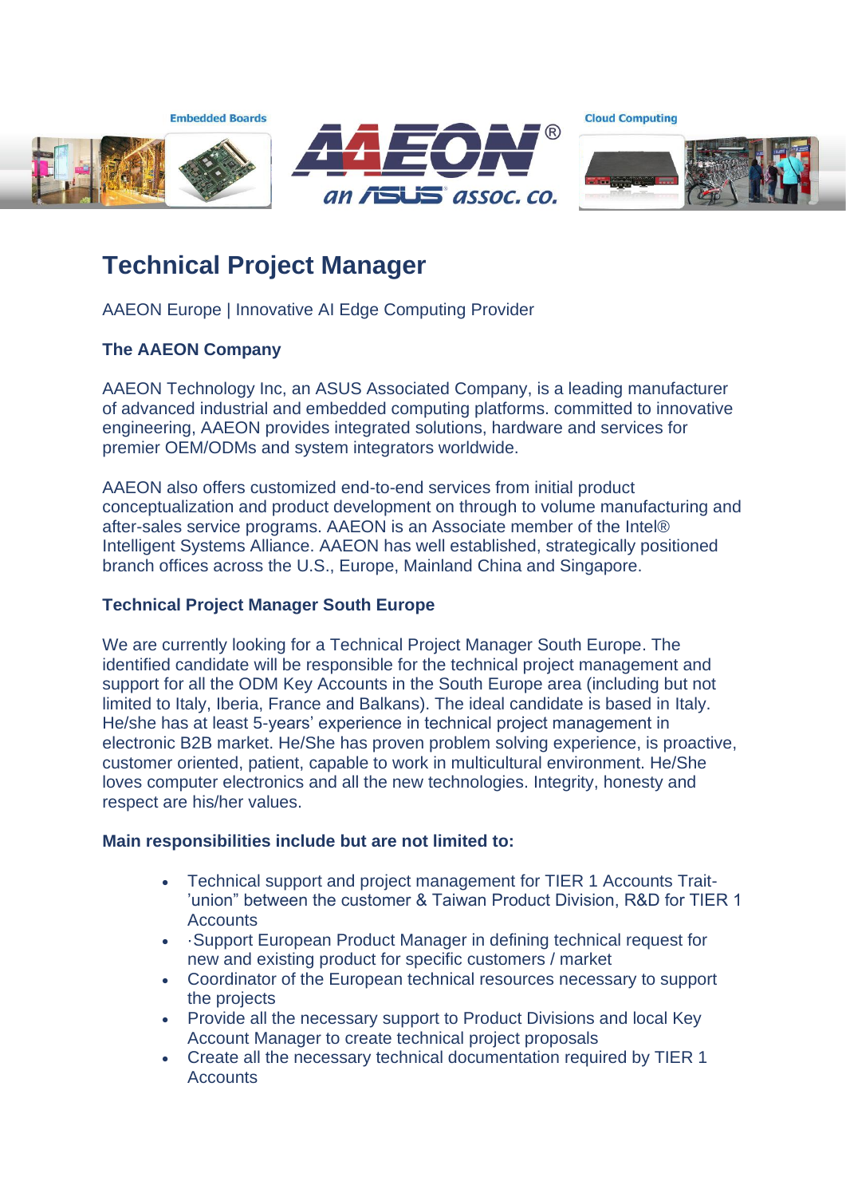# Technical Project Manager

AAEON Europe | Innovative AI Edge Computing Provider

**The AAEON Company**

AAEON Technology Inc, an ASUS Associated Company, is a leading manufacturer of advanced industrial and embedded computing platforms. committed to innovative engineering, AAEON provides integrated solutions, hardware and services for premier OEM/ODMs and system integrators worldwide.

AAEON also offers customized end-to-end services from initial product conceptualization and product development on through to volume manufacturing and after-sales service programs. AAEON is an Associate member of the Intel® Intelligent Systems Alliance. AAEON has well established, strategically positioned branch offices across the U.S., Europe, Mainland China and Singapore.

**Technical Project Manager South Europe**

We are currently looking for a Technical Project Manager South Europe. The identified candidate will be responsible for the technical project management and support for all the ODM Key Accounts in the South Europe area (including but not limited to Italy, Iberia, France and Balkans). The ideal candidate is based in Italy. He/she has at least 5-years' experience in technical project management in electronic B2B market. He/She has proven problem solving experience, is proactive, customer oriented, patient, capable to work in multicultural environment. He/She loves computer electronics and all the new technologies. Integrity, honesty and respect are his/her values.

**Main responsibilities include but are not limited to:**

- Technical support and project management for TIER 1 Accounts Trait-'union" between the customer & Taiwan Product Division, R&D for TIER 1 Accounts
- ·Support European Product Manager in defining technical request for new and existing product for specific customers / market
- Coordinator of the European technical resources necessary to support the projects
- Provide all the necessary support to Product Divisions and local Key Account Manager to create technical project proposals
- Create all the necessary technical documentation required by TIER 1 Accounts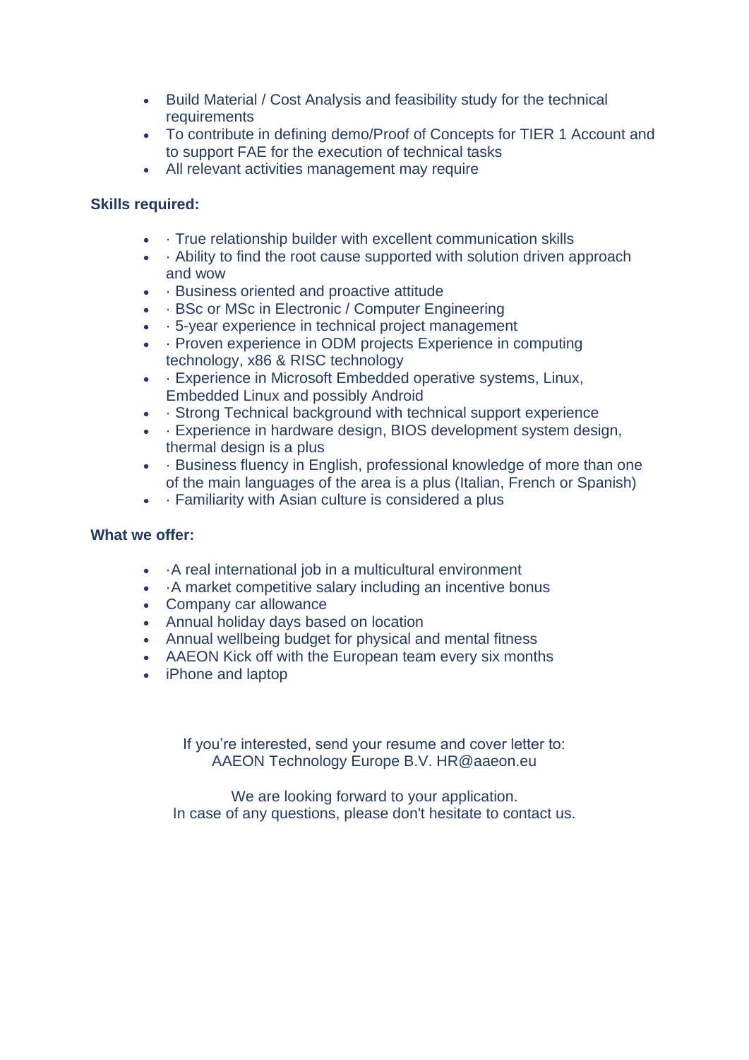- Build Material / Cost Analysis and feasibility study for the technical requirements
- To contribute in defining demo/Proof of Concepts for TIER 1 Account and to support FAE for the execution of technical tasks
- All relevant activities management may require

**Skills required:**

- · True relationship builder with excellent communication skills
- · Ability to find the root cause supported with solution driven approach and wow
- · Business oriented and proactive attitude
- · BSc or MSc in Electronic / Computer Engineering
- · 5-year experience in technical project management
- · Proven experience in ODM projects Experience in computing technology, x86 & RISC technology
- · Experience in Microsoft Embedded operative systems, Linux, Embedded Linux and possibly Android
- · Strong Technical background with technical support experience
- · Experience in hardware design, BIOS development system design, thermal design is a plus
- · Business fluency in English, professional knowledge of more than one of the main languages of the area is a plus (Italian, French or Spanish)
- · Familiarity with Asian culture is considered a plus

**What we offer:**

- ·A real international job in a multicultural environment
- ·A market competitive salary including an incentive bonus
- Company car allowance
- Annual holiday days based on location
- Annual wellbeing budget for physical and mental fitness
- AAEON Kick off with the European team every six months
- iPhone and laptop

If you're interested, send your resume and cover letter to:
AAEON Technology Europe B.V. HR@aaeon.eu

We are looking forward to your application.
In case of any questions, please don't hesitate to contact us.